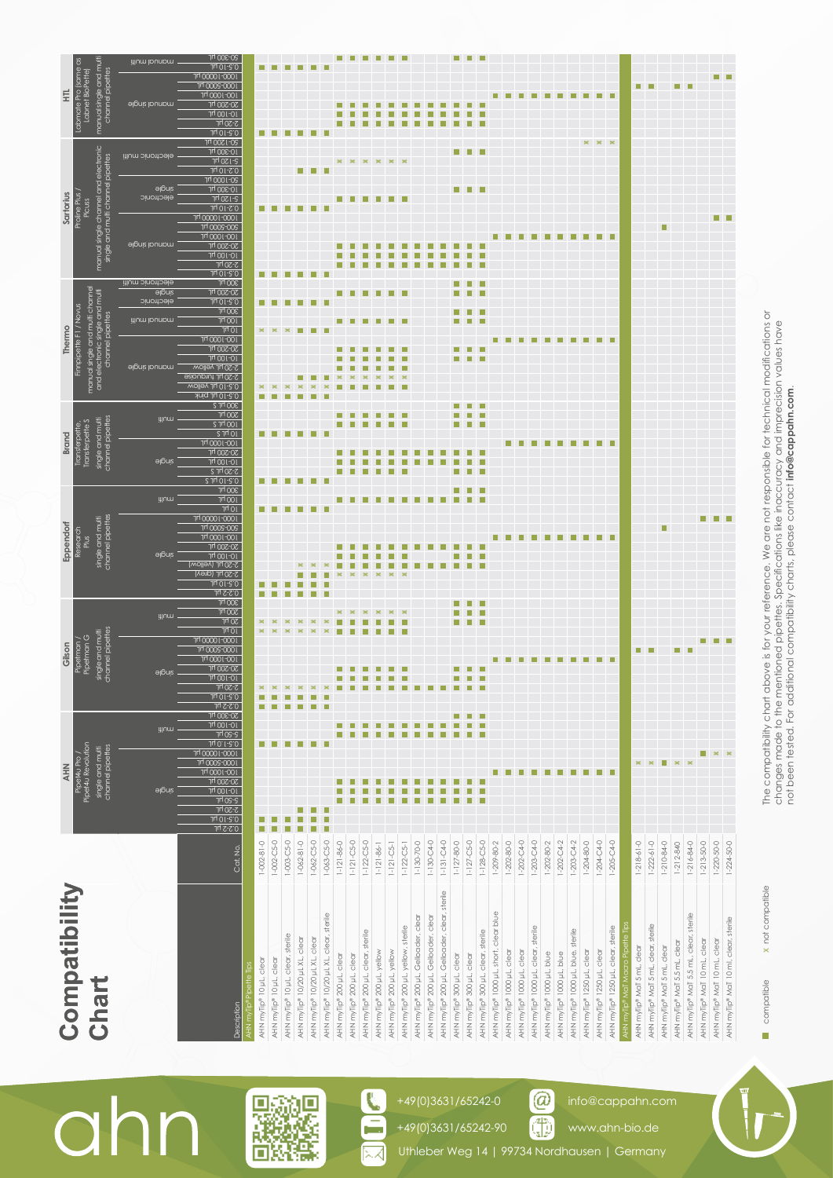# Compatibility Chart

## Pipette manufacturers and models covered

- **AHN** – Pipet4u Pro / Pipet4u Revolution – single and multi channel pipettes (single, multi)
- **Gilson** – Pipetman / Pipetman G – single and multi channel pipettes (single, multi)
- **Eppendorf** – Research Plus – single and multi channel pipettes (single, multi)
- **Brand** – Transferpette / Transferpette S – single and multi channel pipettes (single, multi)
- **Thermo** – Finnpipette F1 / Novus – manual single and multi channel and electronic single and multi channel pipettes (manual single, manual multi, electronic single, electronic multi)
- **Sartorius** – Proline Plus / Picus – manual single channel and electronic single and multi channel pipettes (manual single, electronic single, electronic multi)
- **HTL** – Labmate Pro (same as Labnet Excel) – manual single and multi channel pipettes (manual single, manual multi)

## Tips

| Description | Cat. No. |
|---|---|
| **AHN myTip® Pipette Tips** | |
| AHN myTip® 10 µL, clear | 1-002-81-0 |
| AHN myTip® 10 µL, clear | 1-002-C5-0 |
| AHN myTip® 10 µL, clear, sterile | 1-003-C5-0 |
| AHN myTip® 10/20 µL XL, clear | 1-062-81-0 |
| AHN myTip® 10/20 µL XL, clear | 1-062-C5-0 |
| AHN myTip® 10/20 µL XL, clear, sterile | 1-063-C5-0 |
| AHN myTip® 200 µL, clear | 1-121-86-0 |
| AHN myTip® 200 µL, clear | 1-121-C5-0 |
| AHN myTip® 200 µL, clear, sterile | 1-122-C5-0 |
| AHN myTip® 200 µL, yellow | 1-121-86-1 |
| AHN myTip® 200 µL, yellow | 1-121-C5-1 |
| AHN myTip® 200 µL, yellow, sterile | 1-122-C5-1 |
| AHN myTip® 200 µL, Gelloader, clear | 1-130-70-0 |
| AHN myTip® 200 µL, Gelloader, clear | 1-130-C4-0 |
| AHN myTip® 200 µL, Gelloader, clear, sterile | 1-131-C4-0 |
| AHN myTip® 300 µL, clear | 1-127-80-0 |
| AHN myTip® 300 µL, clear | 1-127-C5-0 |
| AHN myTip® 300 µL, clear, sterile | 1-128-C5-0 |
| AHN myTip® 1000 µL, short, clear blue | 1-209-80-2 |
| AHN myTip® 1000 µL, clear | 1-202-80-0 |
| AHN myTip® 1000 µL, clear | 1-202-C4-0 |
| AHN myTip® 1000 µL, clear, sterile | 1-203-C4-0 |
| AHN myTip® 1000 µL, blue | 1-202-80-2 |
| AHN myTip® 1000 µL, blue | 1-202-C4-2 |
| AHN myTip® 1000 µL, blue, sterile | 1-203-C4-2 |
| AHN myTip® 1250 µL, clear | 1-204-80-0 |
| AHN myTip® 1250 µL, clear | 1-204-C4-0 |
| AHN myTip® 1250 µL, clear, sterile | 1-205-C4-0 |
| **AHN myTip® MaT Macro Pipette Tips** | |
| AHN myTip® MaT 5 mL, clear | 1-218-61-0 |
| AHN myTip® MaT 5 mL, clear, sterile | 1-222-61-0 |
| AHN myTip® MaT 5 mL, clear | 1-210-84-0 |
| AHN myTip® MaT 5.5 mL, clear | 1-212-84-0 |
| AHN myTip® MaT 5.5 mL, clear, sterile | 1-216-84-0 |
| AHN myTip® MaT 10 mL, clear | 1-213-50-0 |
| AHN myTip® MaT 10 mL, clear | 1-220-50-0 |
| AHN myTip® MaT 10 mL, clear, sterile | 1-224-50-0 |

■ compatible   x not compatible

The compatibility chart above is for your reference. We are not responsible for technical modifications or changes made to the mentioned pipettes. Specifications like inaccuracy and imprecision values have not been tested. For additional compatibility charts, please contact **info@cappahn.com**.

ahn

+49(0)3631/65242-0 | info@cappahn.com
+49(0)3631/65242-90 | www.ahn-bio.de
Uthleber Weg 14 | 99734 Nordhausen | Germany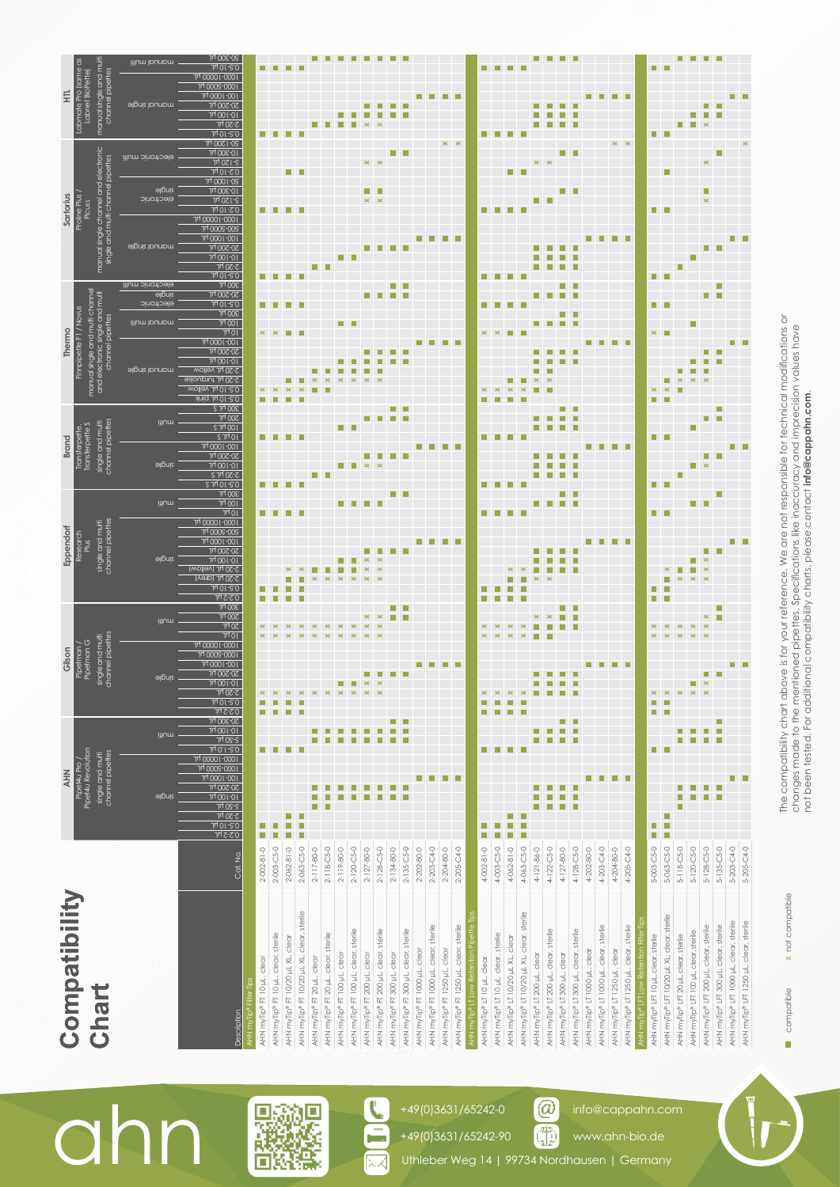# Compatibility Chart

| Description | Cat. No. |
|---|---|
| **AHN myTip® Filter Tips** | |
| AHN myTip® FT 10 µL, clear | 2-002-B1-0 |
| AHN myTip® FT 10 µL, clear, sterile | 2-003-C5-0 |
| AHN myTip® FT 10/20 µL XL, clear | 2-062-B1-0 |
| AHN myTip® FT 10/20 µL XL, clear, sterile | 2-063-C5-0 |
| AHN myTip® FT 20 µL, clear | 2-117-B0-0 |
| AHN myTip® FT 20 µL, clear, sterile | 2-118-C5-0 |
| AHN myTip® FT 100 µL, clear | 2-119-B0-0 |
| AHN myTip® FT 100 µL, clear, sterile | 2-120-C5-0 |
| AHN myTip® FT 200 µL, clear | 2-127-B0-0 |
| AHN myTip® FT 200 µL, clear, sterile | 2-128-C5-0 |
| AHN myTip® FT 300 µL, clear | 2-134-B0-0 |
| AHN myTip® FT 300 µL, clear, sterile | 2-135-C5-0 |
| AHN myTip® FT 1000 µL, clear | 2-202-B0-0 |
| AHN myTip® FT 1000 µL, clear, sterile | 2-203-C4-0 |
| AHN myTip® FT 1250 µL, clear | 2-204-B0-0 |
| AHN myTip® FT 1250 µL, clear, sterile | 2-205-C4-0 |
| **AHN myTip® LT Low Retention Pipette Tips** | |
| AHN myTip® LT 10 µL, clear | 4-002-B1-0 |
| AHN myTip® LT 10 µL, clear, sterile | 4-003-C5-0 |
| AHN myTip® LT 10/20 µL XL, clear | 4-062-B1-0 |
| AHN myTip® LT 10/20 µL XL, clear, sterile | 4-063-C5-0 |
| AHN myTip® LT 200 µL, clear | 4-121-B6-0 |
| AHN myTip® LT 200 µL, clear, sterile | 4-122-C5-0 |
| AHN myTip® LT 300 µL, clear | 4-127-B0-0 |
| AHN myTip® LT 300 µL, clear, sterile | 4-128-C5-0 |
| AHN myTip® LT 1000 µL, clear | 4-202-B0-0 |
| AHN myTip® LT 1000 µL, clear, sterile | 4-203-C4-0 |
| AHN myTip® LT 1250 µL, clear | 4-204-B0-0 |
| AHN myTip® LT 1250 µL, clear, sterile | 4-205-C4-0 |
| **AHN myTip® LFT Low Retention Filter Tips** | |
| AHN myTip® LFT 10 µL, clear, sterile | 5-003-C5-0 |
| AHN myTip® LFT 10/20 µL XL, clear, sterile | 5-063-C5-0 |
| AHN myTip® LFT 20 µL, clear, sterile | 5-118-C5-0 |
| AHN myTip® LFT 100 µL, clear, sterile | 5-120-C5-0 |
| AHN myTip® LFT 200 µL, clear, sterile | 5-128-C5-0 |
| AHN myTip® LFT 300 µL, clear, sterile | 5-135-C5-0 |
| AHN myTip® LFT 1000 µL, clear, sterile | 5-203-C4-0 |
| AHN myTip® LFT 1250 µL, clear, sterile | 5-205-C4-0 |

Pipette columns:

- **AHN** – Pipet4u Pro / Pipet4u Revolution, single and multi channel pipettes
  - single: 0.2-2 µL, 0.5-10 µL, 2-20 µL, 5-50 µL, 10-100 µL, 20-200 µL, 100-1000 µL, 1000-5000 µL, 1000-10000 µL
  - multi: 0.5-10 µL, 5-50 µL, 10-100 µL, 30-300 µL
- **Gilson** – Pipetman / Pipetman G, single and multi channel pipettes
  - single: 0.2-2 µL, 0.5-10 µL, 2-20 µL, 10-100 µL, 20-200 µL, 100-1000 µL, 1000-5000 µL, 1000-10000 µL
  - multi: 10 µL, 20 µL, 200 µL, 300 µL
- **Eppendorf** – Research Plus, single and multi channel pipettes
  - single: 0.2-2 µL, 0.5-10 µL, 2-20 µL (grey), 2-20 µL (yellow), 10-100 µL, 20-200 µL, 100-1000 µL, 500-5000 µL, 1000-10000 µL
  - multi: 10 µL, 100 µL, 300 µL
- **Brand** – Transferpette / Transferpette S, single and multi channel pipettes
  - single: 0.5-10 µL S, 2-20 µL S, 10-100 µL, 20-200 µL, 100-1000 µL
  - multi: 10 µL S, 100 µL S, 200 µL, 300 µL S
- **Thermo** – Finnpipette F1 / Novus, manual single and multi channel and electronic single and multi channel pipettes
  - manual single: 0.5-10 µL pink, 0.5-10 µL yellow, 2-20 µL turquoise, 2-20 µL yellow, 10-100 µL, 20-200 µL, 100-1000 µL
  - manual multi: 10 µL, 100 µL, 300 µL
  - electronic single: 0.5-10 µL, 20-200 µL
  - electronic multi: 300 µL
- **Sartorius** – Proline Plus / Picus, manual single channel and electronic single and multi channel pipettes
  - manual single: 0.5-10 µL, 2-20 µL, 10-100 µL, 20-200 µL, 100-1000 µL, 500-5000 µL, 1000-10000 µL
  - electronic single: 0.2-10 µL, 5-120 µL, 10-300 µL, 50-1000 µL
  - electronic multi: 0.2-10 µL, 5-120 µL, 10-300 µL, 50-1200 µL
- **HTL** – Labmate Pro (same as Labmate Plus), manual single and multi channel pipettes
  - manual single: 0.5-10 µL, 2-20 µL, 10-100 µL, 20-200 µL, 100-1000 µL, 1000-5000 µL, 1000-10000 µL
  - manual multi: 0.5-10 µL, 50-300 µL

■ compatible  x not compatible

The compatibility chart above is for your reference. We are not responsible for technical modifications or changes made to the mentioned pipettes. Specifications like inaccuracy and imprecision values have not been tested. For additional compatibility charts, please contact **info@cappahn.com**.

ahn

+49(0)3631/65242-0
+49(0)3631/65242-90
info@cappahn.com
www.ahn-bio.de
Uthleber Weg 14 | 99734 Nordhausen | Germany